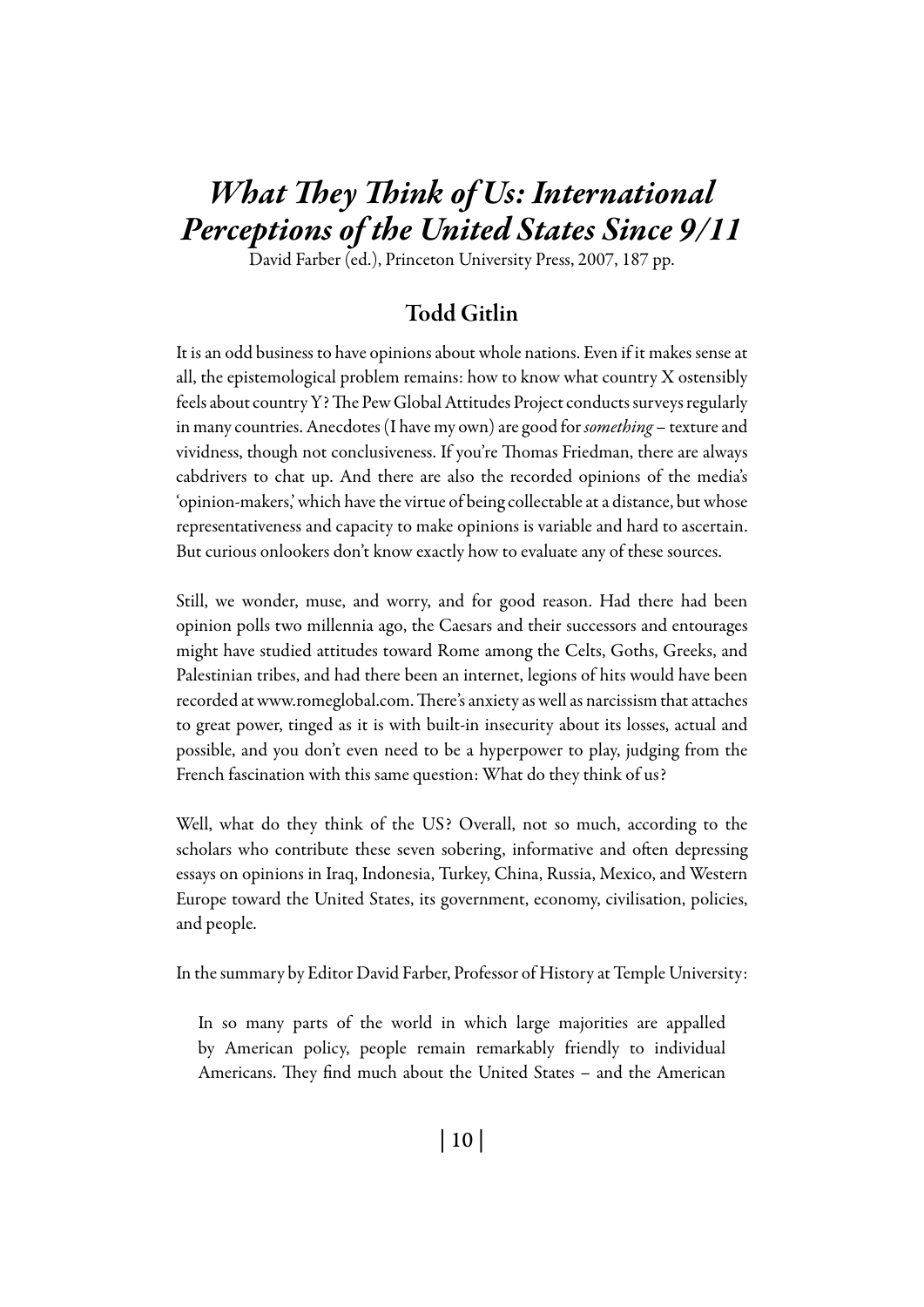# *What They Think of Us: International Perceptions of the United States Since 9/11*

David Farber (ed.), Princeton University Press, 2007, 187 pp.

## Todd Gitlin

It is an odd business to have opinions about whole nations. Even if it makes sense at all, the epistemological problem remains: how to know what country X ostensibly feels about country Y? The Pew Global Attitudes Project conducts surveys regularly in many countries. Anecdotes (I have my own) are good for *something* – texture and vividness, though not conclusiveness. If you're Thomas Friedman, there are always cabdrivers to chat up. And there are also the recorded opinions of the media's 'opinion-makers,' which have the virtue of being collectable at a distance, but whose representativeness and capacity to make opinions is variable and hard to ascertain. But curious onlookers don't know exactly how to evaluate any of these sources.

Still, we wonder, muse, and worry, and for good reason. Had there had been opinion polls two millennia ago, the Caesars and their successors and entourages might have studied attitudes toward Rome among the Celts, Goths, Greeks, and Palestinian tribes, and had there been an internet, legions of hits would have been recorded at www.romeglobal.com. There's anxiety as well as narcissism that attaches to great power, tinged as it is with built-in insecurity about its losses, actual and possible, and you don't even need to be a hyperpower to play, judging from the French fascination with this same question: What do they think of us?

Well, what do they think of the US? Overall, not so much, according to the scholars who contribute these seven sobering, informative and often depressing essays on opinions in Iraq, Indonesia, Turkey, China, Russia, Mexico, and Western Europe toward the United States, its government, economy, civilisation, policies, and people.

In the summary by Editor David Farber, Professor of History at Temple University:

> In so many parts of the world in which large majorities are appalled by American policy, people remain remarkably friendly to individual Americans. They find much about the United States – and the American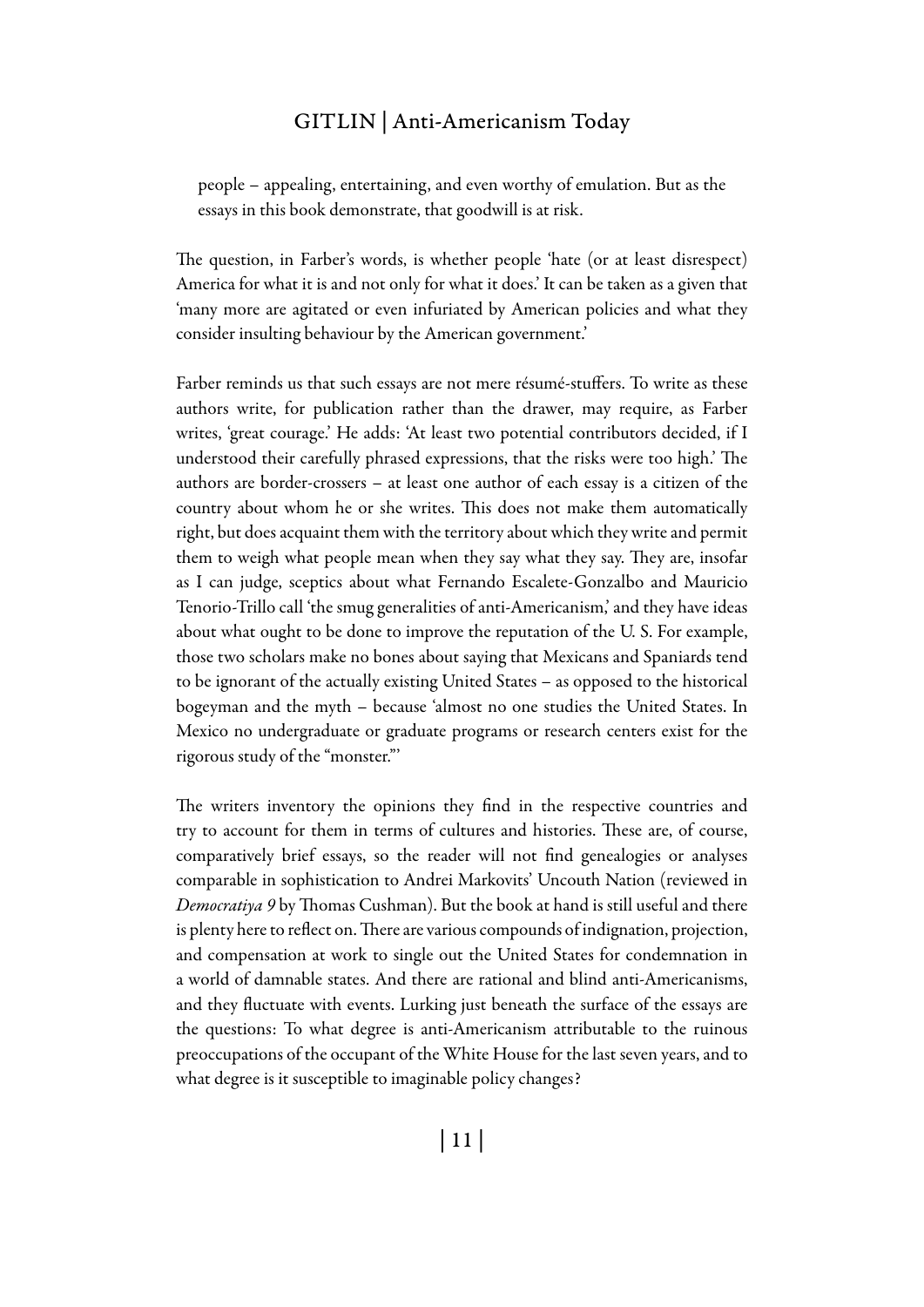people – appealing, entertaining, and even worthy of emulation. But as the essays in this book demonstrate, that goodwill is at risk.

The question, in Farber's words, is whether people 'hate (or at least disrespect) America for what it is and not only for what it does.' It can be taken as a given that 'many more are agitated or even infuriated by American policies and what they consider insulting behaviour by the American government.'

Farber reminds us that such essays are not mere résumé-stuffers. To write as these authors write, for publication rather than the drawer, may require, as Farber writes, 'great courage.' He adds: 'At least two potential contributors decided, if I understood their carefully phrased expressions, that the risks were too high.' The authors are border-crossers – at least one author of each essay is a citizen of the country about whom he or she writes. This does not make them automatically right, but does acquaint them with the territory about which they write and permit them to weigh what people mean when they say what they say. They are, insofar as I can judge, sceptics about what Fernando Escalete-Gonzalbo and Mauricio Tenorio-Trillo call 'the smug generalities of anti-Americanism,' and they have ideas about what ought to be done to improve the reputation of the U. S. For example, those two scholars make no bones about saying that Mexicans and Spaniards tend to be ignorant of the actually existing United States – as opposed to the historical bogeyman and the myth – because 'almost no one studies the United States. In Mexico no undergraduate or graduate programs or research centers exist for the rigorous study of the "monster."'

The writers inventory the opinions they find in the respective countries and try to account for them in terms of cultures and histories. These are, of course, comparatively brief essays, so the reader will not find genealogies or analyses comparable in sophistication to Andrei Markovits' Uncouth Nation (reviewed in *Democratiya 9* by Thomas Cushman). But the book at hand is still useful and there is plenty here to reflect on. There are various compounds of indignation, projection, and compensation at work to single out the United States for condemnation in a world of damnable states. And there are rational and blind anti-Americanisms, and they fluctuate with events. Lurking just beneath the surface of the essays are the questions: To what degree is anti-Americanism attributable to the ruinous preoccupations of the occupant of the White House for the last seven years, and to what degree is it susceptible to imaginable policy changes?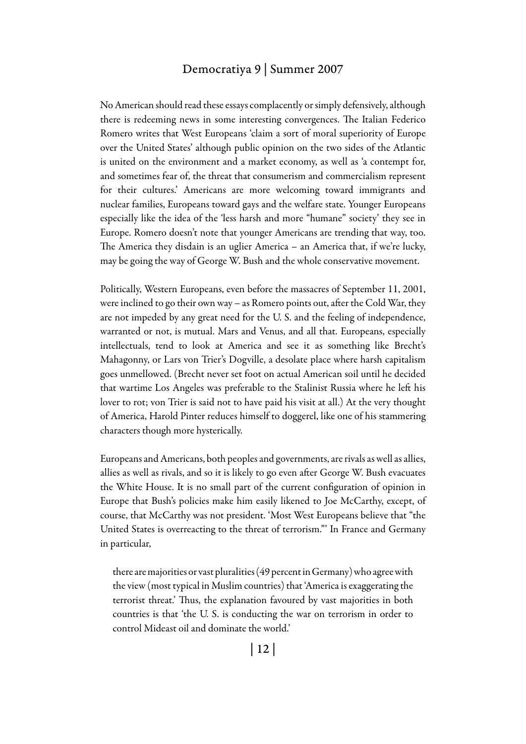No American should read these essays complacently or simply defensively, although there is redeeming news in some interesting convergences. The Italian Federico Romero writes that West Europeans 'claim a sort of moral superiority of Europe over the United States' although public opinion on the two sides of the Atlantic is united on the environment and a market economy, as well as 'a contempt for, and sometimes fear of, the threat that consumerism and commercialism represent for their cultures.' Americans are more welcoming toward immigrants and nuclear families, Europeans toward gays and the welfare state. Younger Europeans especially like the idea of the 'less harsh and more "humane" society' they see in Europe. Romero doesn't note that younger Americans are trending that way, too. The America they disdain is an uglier America – an America that, if we're lucky, may be going the way of George W. Bush and the whole conservative movement.

Politically, Western Europeans, even before the massacres of September 11, 2001, were inclined to go their own way – as Romero points out, after the Cold War, they are not impeded by any great need for the U. S. and the feeling of independence, warranted or not, is mutual. Mars and Venus, and all that. Europeans, especially intellectuals, tend to look at America and see it as something like Brecht's Mahagonny, or Lars von Trier's Dogville, a desolate place where harsh capitalism goes unmellowed. (Brecht never set foot on actual American soil until he decided that wartime Los Angeles was preferable to the Stalinist Russia where he left his lover to rot; von Trier is said not to have paid his visit at all.) At the very thought of America, Harold Pinter reduces himself to doggerel, like one of his stammering characters though more hysterically.

Europeans and Americans, both peoples and governments, are rivals as well as allies, allies as well as rivals, and so it is likely to go even after George W. Bush evacuates the White House. It is no small part of the current configuration of opinion in Europe that Bush's policies make him easily likened to Joe McCarthy, except, of course, that McCarthy was not president. 'Most West Europeans believe that "the United States is overreacting to the threat of terrorism."' In France and Germany in particular,

> there are majorities or vast pluralities (49 percent in Germany) who agree with the view (most typical in Muslim countries) that 'America is exaggerating the terrorist threat.' Thus, the explanation favoured by vast majorities in both countries is that 'the U. S. is conducting the war on terrorism in order to control Mideast oil and dominate the world.'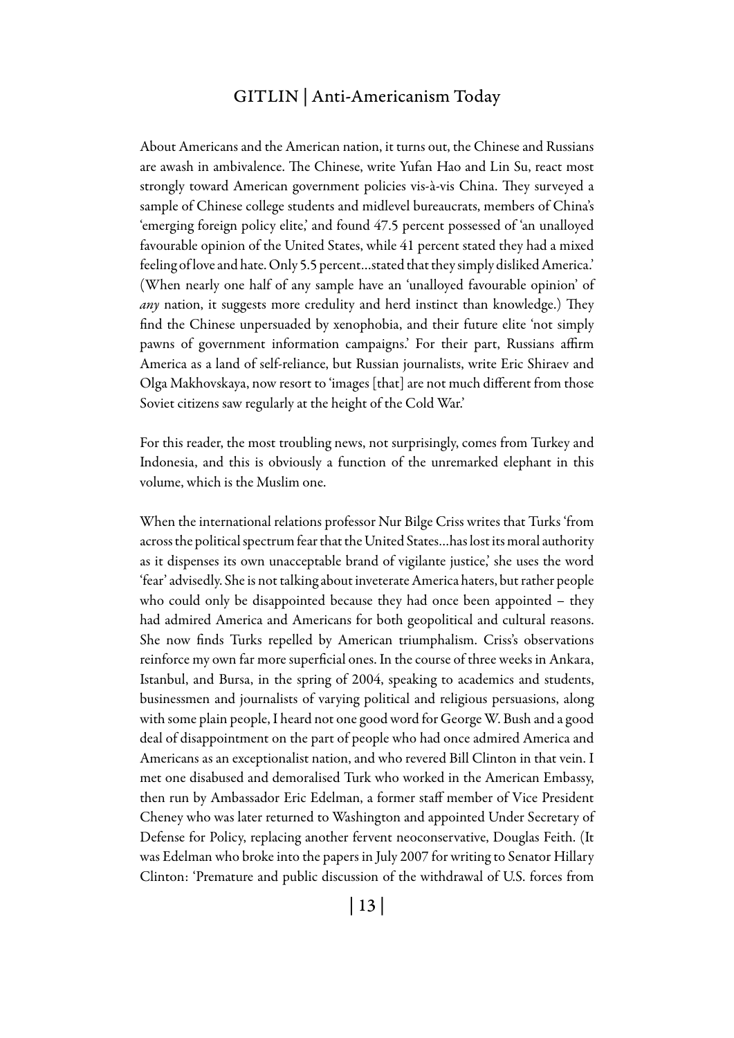About Americans and the American nation, it turns out, the Chinese and Russians are awash in ambivalence. The Chinese, write Yufan Hao and Lin Su, react most strongly toward American government policies vis-à-vis China. They surveyed a sample of Chinese college students and midlevel bureaucrats, members of China's 'emerging foreign policy elite,' and found 47.5 percent possessed of 'an unalloyed favourable opinion of the United States, while 41 percent stated they had a mixed feeling of love and hate. Only 5.5 percent…stated that they simply disliked America.' (When nearly one half of any sample have an 'unalloyed favourable opinion' of *any* nation, it suggests more credulity and herd instinct than knowledge.) They find the Chinese unpersuaded by xenophobia, and their future elite 'not simply pawns of government information campaigns.' For their part, Russians affirm America as a land of self-reliance, but Russian journalists, write Eric Shiraev and Olga Makhovskaya, now resort to 'images [that] are not much different from those Soviet citizens saw regularly at the height of the Cold War.'

For this reader, the most troubling news, not surprisingly, comes from Turkey and Indonesia, and this is obviously a function of the unremarked elephant in this volume, which is the Muslim one.

When the international relations professor Nur Bilge Criss writes that Turks 'from across the political spectrum fear that the United States…has lost its moral authority as it dispenses its own unacceptable brand of vigilante justice,' she uses the word 'fear' advisedly. She is not talking about inveterate America haters, but rather people who could only be disappointed because they had once been appointed – they had admired America and Americans for both geopolitical and cultural reasons. She now finds Turks repelled by American triumphalism. Criss's observations reinforce my own far more superficial ones. In the course of three weeks in Ankara, Istanbul, and Bursa, in the spring of 2004, speaking to academics and students, businessmen and journalists of varying political and religious persuasions, along with some plain people, I heard not one good word for George W. Bush and a good deal of disappointment on the part of people who had once admired America and Americans as an exceptionalist nation, and who revered Bill Clinton in that vein. I met one disabused and demoralised Turk who worked in the American Embassy, then run by Ambassador Eric Edelman, a former staff member of Vice President Cheney who was later returned to Washington and appointed Under Secretary of Defense for Policy, replacing another fervent neoconservative, Douglas Feith. (It was Edelman who broke into the papers in July 2007 for writing to Senator Hillary Clinton: 'Premature and public discussion of the withdrawal of U.S. forces from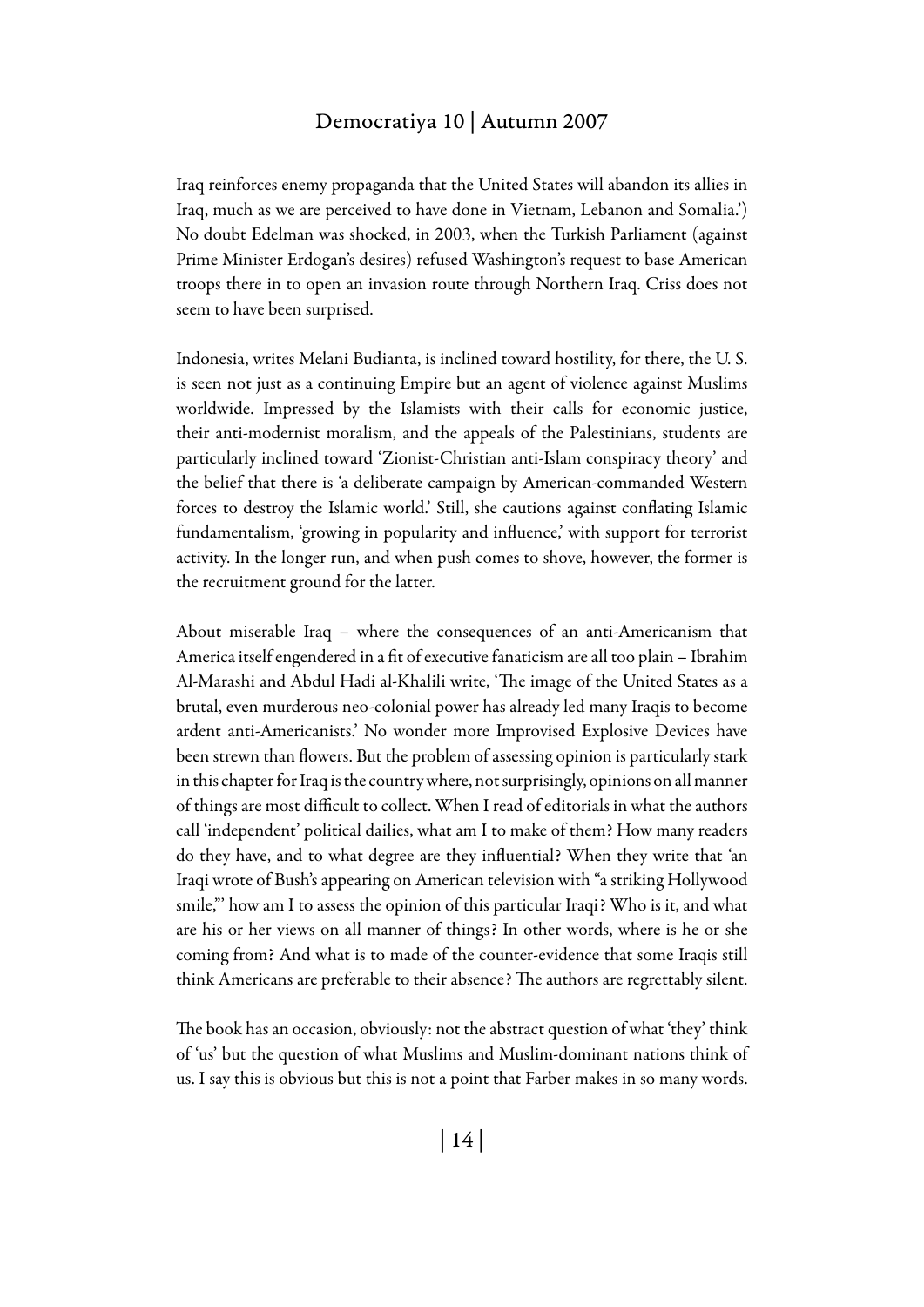Iraq reinforces enemy propaganda that the United States will abandon its allies in Iraq, much as we are perceived to have done in Vietnam, Lebanon and Somalia.') No doubt Edelman was shocked, in 2003, when the Turkish Parliament (against Prime Minister Erdogan's desires) refused Washington's request to base American troops there in to open an invasion route through Northern Iraq. Criss does not seem to have been surprised.

Indonesia, writes Melani Budianta, is inclined toward hostility, for there, the U. S. is seen not just as a continuing Empire but an agent of violence against Muslims worldwide. Impressed by the Islamists with their calls for economic justice, their anti-modernist moralism, and the appeals of the Palestinians, students are particularly inclined toward 'Zionist-Christian anti-Islam conspiracy theory' and the belief that there is 'a deliberate campaign by American-commanded Western forces to destroy the Islamic world.' Still, she cautions against conflating Islamic fundamentalism, 'growing in popularity and influence,' with support for terrorist activity. In the longer run, and when push comes to shove, however, the former is the recruitment ground for the latter.

About miserable Iraq – where the consequences of an anti-Americanism that America itself engendered in a fit of executive fanaticism are all too plain – Ibrahim Al-Marashi and Abdul Hadi al-Khalili write, 'The image of the United States as a brutal, even murderous neo-colonial power has already led many Iraqis to become ardent anti-Americanists.' No wonder more Improvised Explosive Devices have been strewn than flowers. But the problem of assessing opinion is particularly stark in this chapter for Iraq is the country where, not surprisingly, opinions on all manner of things are most difficult to collect. When I read of editorials in what the authors call 'independent' political dailies, what am I to make of them? How many readers do they have, and to what degree are they influential? When they write that 'an Iraqi wrote of Bush's appearing on American television with "a striking Hollywood smile,"' how am I to assess the opinion of this particular Iraqi? Who is it, and what are his or her views on all manner of things? In other words, where is he or she coming from? And what is to made of the counter-evidence that some Iraqis still think Americans are preferable to their absence? The authors are regrettably silent.

The book has an occasion, obviously: not the abstract question of what 'they' think of 'us' but the question of what Muslims and Muslim-dominant nations think of us. I say this is obvious but this is not a point that Farber makes in so many words.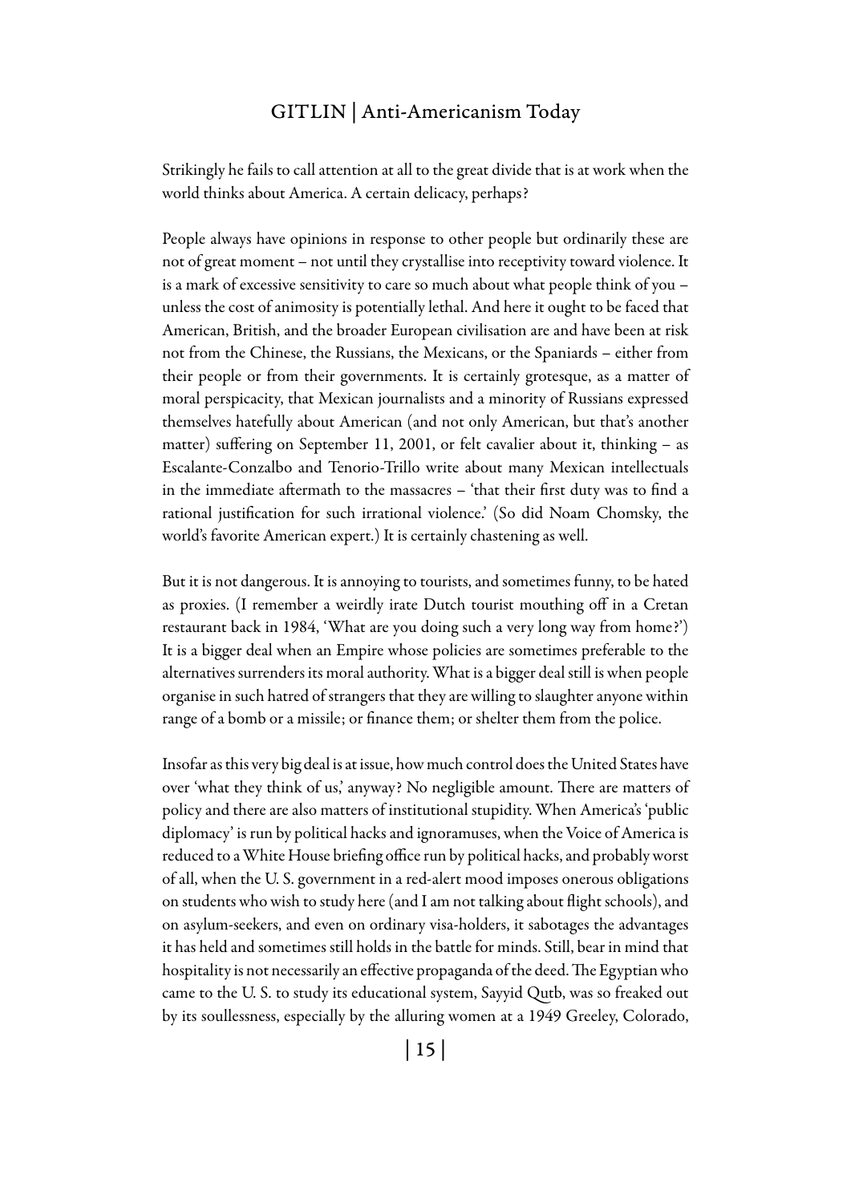Strikingly he fails to call attention at all to the great divide that is at work when the world thinks about America. A certain delicacy, perhaps?

People always have opinions in response to other people but ordinarily these are not of great moment – not until they crystallise into receptivity toward violence. It is a mark of excessive sensitivity to care so much about what people think of you – unless the cost of animosity is potentially lethal. And here it ought to be faced that American, British, and the broader European civilisation are and have been at risk not from the Chinese, the Russians, the Mexicans, or the Spaniards – either from their people or from their governments. It is certainly grotesque, as a matter of moral perspicacity, that Mexican journalists and a minority of Russians expressed themselves hatefully about American (and not only American, but that's another matter) suffering on September 11, 2001, or felt cavalier about it, thinking – as Escalante-Gonzalbo and Tenorio-Trillo write about many Mexican intellectuals in the immediate aftermath to the massacres – 'that their first duty was to find a rational justification for such irrational violence.' (So did Noam Chomsky, the world's favorite American expert.) It is certainly chastening as well.

But it is not dangerous. It is annoying to tourists, and sometimes funny, to be hated as proxies. (I remember a weirdly irate Dutch tourist mouthing off in a Cretan restaurant back in 1984, 'What are you doing such a very long way from home?') It is a bigger deal when an Empire whose policies are sometimes preferable to the alternatives surrenders its moral authority. What is a bigger deal still is when people organise in such hatred of strangers that they are willing to slaughter anyone within range of a bomb or a missile; or finance them; or shelter them from the police.

Insofar as this very big deal is at issue, how much control does the United States have over 'what they think of us,' anyway? No negligible amount. There are matters of policy and there are also matters of institutional stupidity. When America's 'public diplomacy' is run by political hacks and ignoramuses, when the Voice of America is reduced to a White House briefing office run by political hacks, and probably worst of all, when the U. S. government in a red-alert mood imposes onerous obligations on students who wish to study here (and I am not talking about flight schools), and on asylum-seekers, and even on ordinary visa-holders, it sabotages the advantages it has held and sometimes still holds in the battle for minds. Still, bear in mind that hospitality is not necessarily an effective propaganda of the deed. The Egyptian who came to the U. S. to study its educational system, Sayyid Qutb, was so freaked out by its soullessness, especially by the alluring women at a 1949 Greeley, Colorado,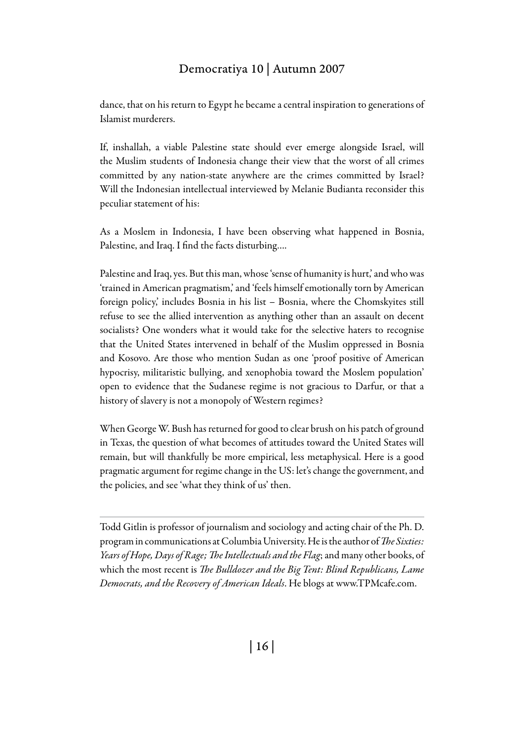dance, that on his return to Egypt he became a central inspiration to generations of Islamist murderers.

If, inshallah, a viable Palestine state should ever emerge alongside Israel, will the Muslim students of Indonesia change their view that the worst of all crimes committed by any nation-state anywhere are the crimes committed by Israel? Will the Indonesian intellectual interviewed by Melanie Budianta reconsider this peculiar statement of his:

As a Moslem in Indonesia, I have been observing what happened in Bosnia, Palestine, and Iraq. I find the facts disturbing....

Palestine and Iraq, yes. But this man, whose 'sense of humanity is hurt,' and who was 'trained in American pragmatism,' and 'feels himself emotionally torn by American foreign policy,' includes Bosnia in his list – Bosnia, where the Chomskyites still refuse to see the allied intervention as anything other than an assault on decent socialists? One wonders what it would take for the selective haters to recognise that the United States intervened in behalf of the Muslim oppressed in Bosnia and Kosovo. Are those who mention Sudan as one 'proof positive of American hypocrisy, militaristic bullying, and xenophobia toward the Moslem population' open to evidence that the Sudanese regime is not gracious to Darfur, or that a history of slavery is not a monopoly of Western regimes?

When George W. Bush has returned for good to clear brush on his patch of ground in Texas, the question of what becomes of attitudes toward the United States will remain, but will thankfully be more empirical, less metaphysical. Here is a good pragmatic argument for regime change in the US: let's change the government, and the policies, and see 'what they think of us' then.

---

Todd Gitlin is professor of journalism and sociology and acting chair of the Ph. D. program in communications at Columbia University. He is the author of *The Sixties: Years of Hope, Days of Rage*; *The Intellectuals and the Flag*; and many other books, of which the most recent is *The Bulldozer and the Big Tent: Blind Republicans, Lame Democrats, and the Recovery of American Ideals*. He blogs at www.TPMcafe.com.